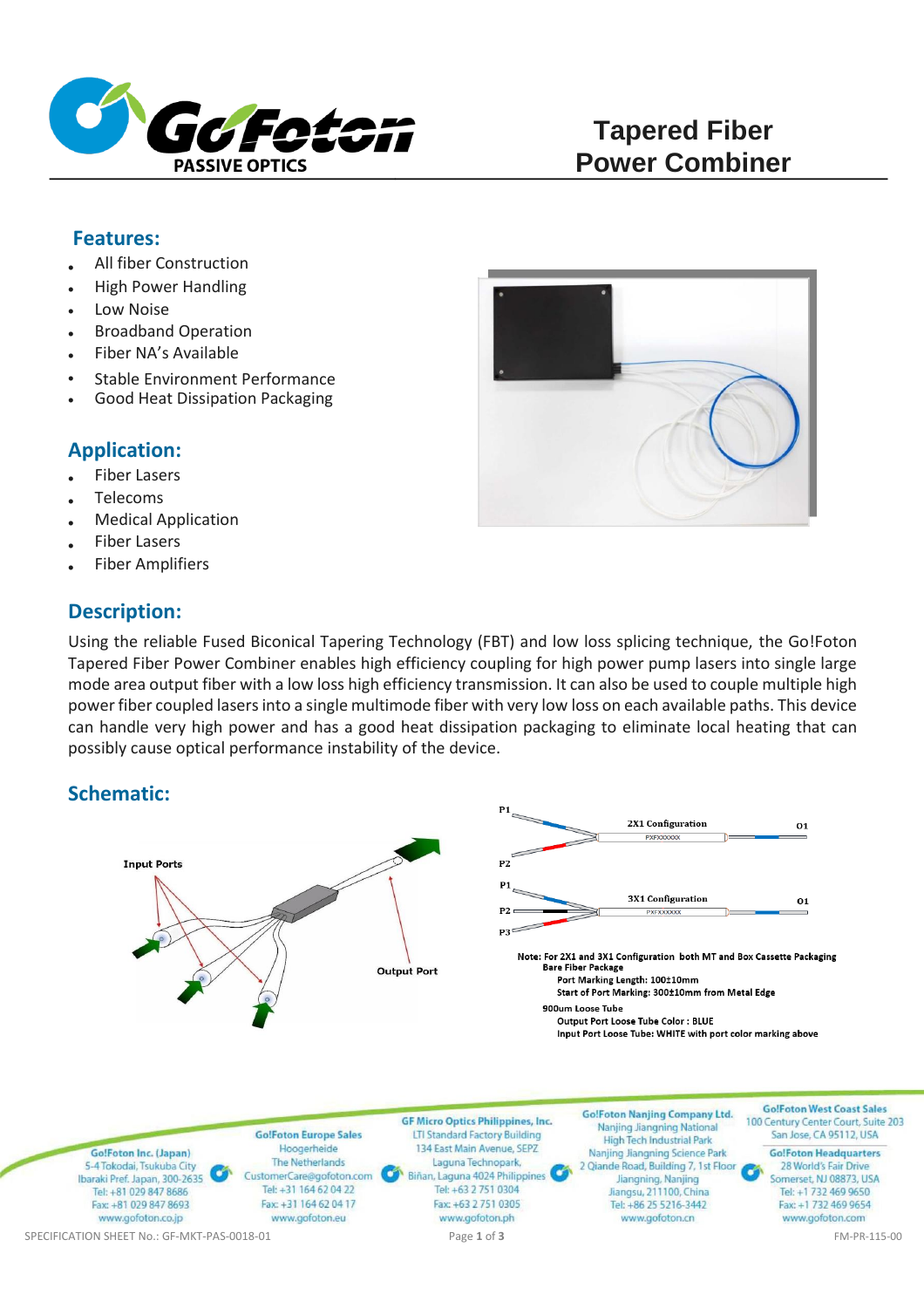# Tapered Fiber Power Combiner

## Features:

- All fiber Construction
- High Power Handling
- Low Noise
- Broadband Operation
- Fiber NA's Available
- Stable Environment Performance
- Good Heat Dissipation Packaging

## Application:

- Fiber Lasers
- Telecoms
- Medical Application
- Fiber Lasers
- Fiber Amplifiers

## Description:

Using the reliable Fused Biconical Tapering Technology (FBT) and low loss splicing technique, the Go!Foton Tapered Fiber Power Combiner enables high efficiency coupling for high power pump lasers into single large mode area output fiber with a low loss high efficiency transmission. It can also be used to couple multiple high power fiber coupled lasers into a single multimode fiber with very low loss on each available paths. This device can handle very high power and has a good heat dissipation packaging to eliminate local heating that can possibly cause optical performance instability of the device.

## Schematic:

Input Ports

Output Port

P1, P2 — 2X1 Configuration — O1

P1, P2, P3 — 3X1 Configuration — O1

**Note: For 2X1 and 3X1 Configuration both MT and Box Cassette Packaging**

**Bare Fiber Package**
- Port Marking Length: 100±10mm
- Start of Port Marking: 300±10mm from Metal Edge

**900um Loose Tube**
- Output Port Loose Tube Color : BLUE
- Input Port Loose Tube: WHITE with port color marking above

---

**Go!Foton Inc. (Japan)**
5-4 Tokodai, Tsukuba City
Ibaraki Pref. Japan, 300-2635
Tel: +81 029 847 8686
Fax: +81 029 847 8693
www.gofoton.co.jp

**Go!Foton Europe Sales**
Hoogerheide
The Netherlands
CustomerCare@gofoton.com
Tel: +31 164 62 04 22
Fax: +31 164 62 04 17
www.gofoton.eu

**GF Micro Optics Philippines, Inc.**
LTI Standard Factory Building
134 East Main Avenue, SEPZ
Laguna Technopark,
Biñan, Laguna 4024 Philippines
Tel: +63 2 751 0304
Fax: +63 2 751 0305
www.gofoton.ph

**Go!Foton Nanjing Company Ltd.**
Nanjing Jiangning National
High Tech Industrial Park
Nanjing Jiangning Science Park
2 Qiande Road, Building 7, 1st Floor
Jiangning, Nanjing
Jiangsu, 211100, China
Tel: +86 25 5216-3442
www.gofoton.cn

**Go!Foton West Coast Sales**
100 Century Center Court, Suite 203
San Jose, CA 95112, USA

**Go!Foton Headquarters**
28 World's Fair Drive
Somerset, NJ 08873, USA
Tel: +1 732 469 9650
Fax: +1 732 469 9654
www.gofoton.com

SPECIFICATION SHEET No.: GF-MKT-PAS-0018-01

FM-PR-115-00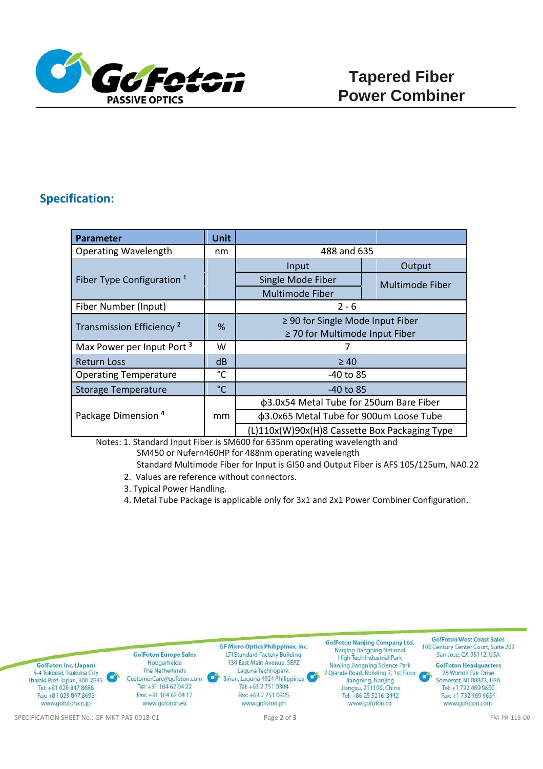# Tapered Fiber Power Combiner

## Specification:

| Parameter | Unit | | |
|---|---|---|---|
| Operating Wavelength | nm | 488 and 635 | |
| Fiber Type Configuration [1] | | Input | Output |
| | | Single Mode Fiber | Multimode Fiber |
| | | Multimode Fiber | |
| Fiber Number (Input) | | 2 - 6 | |
| Transmission Efficiency [2] | % | ≥ 90 for Single Mode Input Fiber<br>≥ 70 for Multimode Input Fiber | |
| Max Power per Input Port [3] | W | 7 | |
| Return Loss | dB | ≥ 40 | |
| Operating Temperature | °C | -40 to 85 | |
| Storage Temperature | °C | -40 to 85 | |
| Package Dimension [4] | mm | ϕ3.0x54 Metal Tube for 250um Bare Fiber | |
| | | ϕ3.0x65 Metal Tube for 900um Loose Tube | |
| | | (L)110x(W)90x(H)8 Cassette Box Packaging Type | |

Notes: 1. Standard Input Fiber is SM600 for 635nm operating wavelength and SM450 or Nufern460HP for 488nm operating wavelength
Standard Multimode Fiber for Input is GI50 and Output Fiber is AFS 105/125um, NA0.22
2. Values are reference without connectors.
3. Typical Power Handling.
4. Metal Tube Package is applicable only for 3x1 and 2x1 Power Combiner Configuration.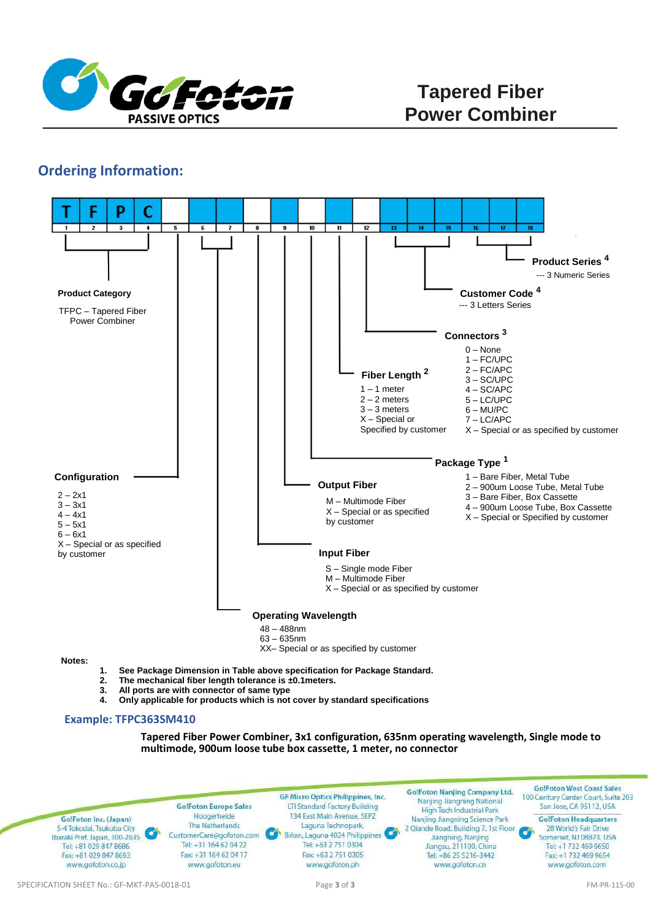# Tapered Fiber Power Combiner

## Ordering Information:

| T | F | P | C | | | | | | | | | | | | | | |
|---|---|---|---|---|---|---|---|---|---|---|---|---|---|---|---|---|---|
| 1 | 2 | 3 | 4 | 5 | 6 | 7 | 8 | 9 | 10 | 11 | 12 | 13 | 14 | 15 | 16 | 17 | 18 |

**Product Category**

TFPC – Tapered Fiber Power Combiner

**Configuration**

2 – 2x1
3 – 3x1
4 – 4x1
5 – 5x1
6 – 6x1
X – Special or as specified by customer

**Operating Wavelength**

48 – 488nm
63 – 635nm
XX– Special or as specified by customer

**Input Fiber**

S – Single mode Fiber
M – Multimode Fiber
X – Special or as specified by customer

**Output Fiber**

M – Multimode Fiber
X – Special or as specified by customer

**Package Type** [1]

1 – Bare Fiber, Metal Tube
2 – 900um Loose Tube, Metal Tube
3 – Bare Fiber, Box Cassette
4 – 900um Loose Tube, Box Cassette
X – Special or Specified by customer

**Fiber Length** [2]

1 – 1 meter
2 – 2 meters
3 – 3 meters
X – Special or Specified by customer

**Connectors** [3]

0 – None
1 – FC/UPC
2 – FC/APC
3 – SC/UPC
4 – SC/APC
5 – LC/UPC
6 – MU/PC
7 – LC/APC
X – Special or as specified by customer

**Customer Code** [4]

--- 3 Letters Series

**Product Series** [4]

--- 3 Numeric Series

**Notes:**

1. **See Package Dimension in Table above specification for Package Standard.**
2. **The mechanical fiber length tolerance is ±0.1meters.**
3. **All ports are with connector of same type**
4. **Only applicable for products which is not cover by standard specifications**

### Example: TFPC363SM410

**Tapered Fiber Power Combiner, 3x1 configuration, 635nm operating wavelength, Single mode to multimode, 900um loose tube box cassette, 1 meter, no connector**

**Go!Foton Inc. (Japan)**
5-4 Tokodai, Tsukuba City
Ibaraki Pref. Japan, 300-2635
Tel: +81 029 847 8686
Fax: +81 029 847 8693
www.gofoton.co.jp

**Go!Foton Europe Sales**
Hoogerheide
The Netherlands
CustomerCare@gofoton.com
Tel: +31 164 62 04 22
Fax: +31 164 62 04 17
www.gofoton.eu

**GF Micro Optics Philippines, Inc.**
LTI Standard Factory Building
134 East Main Avenue, SEPZ
Laguna Technopark,
Biñan, Laguna 4024 Philippines
Tel: +63 2 751 0304
Fax: +63 2 751 0305
www.gofoton.ph

**Go!Foton Nanjing Company Ltd.**
Nanjing Jiangning National
High Tech Industrial Park
Nanjing Jiangning Science Park
2 Qiande Road, Building 7, 1st Floor
Jiangning, Nanjing
Jiangsu, 211100, China
Tel: +86 25 5216-3442
www.gofoton.cn

**Go!Foton West Coast Sales**
100 Century Center Court, Suite 203
San Jose, CA 95112, USA

**Go!Foton Headquarters**
28 World's Fair Drive
Somerset, NJ 08873, USA
Tel: +1 732 469 9650
Fax: +1 732 469 9654
www.gofoton.com

SPECIFICATION SHEET No.: GF-MKT-PAS-0018-01

FM-PR-115-00